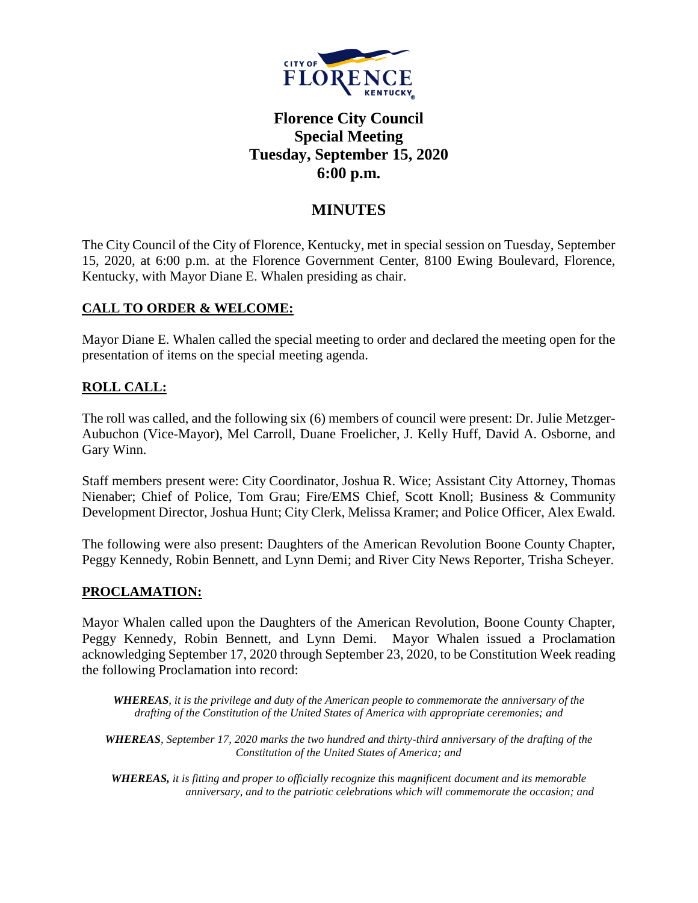# Florence City Council
## Special Meeting
## Tuesday, September 15, 2020
## 6:00 p.m.

## MINUTES

The City Council of the City of Florence, Kentucky, met in special session on Tuesday, September 15, 2020, at 6:00 p.m. at the Florence Government Center, 8100 Ewing Boulevard, Florence, Kentucky, with Mayor Diane E. Whalen presiding as chair.

### CALL TO ORDER & WELCOME:

Mayor Diane E. Whalen called the special meeting to order and declared the meeting open for the presentation of items on the special meeting agenda.

### ROLL CALL:

The roll was called, and the following six (6) members of council were present: Dr. Julie Metzger-Aubuchon (Vice-Mayor), Mel Carroll, Duane Froelicher, J. Kelly Huff, David A. Osborne, and Gary Winn.

Staff members present were: City Coordinator, Joshua R. Wice; Assistant City Attorney, Thomas Nienaber; Chief of Police, Tom Grau; Fire/EMS Chief, Scott Knoll; Business & Community Development Director, Joshua Hunt; City Clerk, Melissa Kramer; and Police Officer, Alex Ewald.

The following were also present: Daughters of the American Revolution Boone County Chapter, Peggy Kennedy, Robin Bennett, and Lynn Demi; and River City News Reporter, Trisha Scheyer.

### PROCLAMATION:

Mayor Whalen called upon the Daughters of the American Revolution, Boone County Chapter, Peggy Kennedy, Robin Bennett, and Lynn Demi. Mayor Whalen issued a Proclamation acknowledging September 17, 2020 through September 23, 2020, to be Constitution Week reading the following Proclamation into record:

***WHEREAS**, it is the privilege and duty of the American people to commemorate the anniversary of the drafting of the Constitution of the United States of America with appropriate ceremonies; and*

***WHEREAS**, September 17, 2020 marks the two hundred and thirty-third anniversary of the drafting of the Constitution of the United States of America; and*

***WHEREAS,** it is fitting and proper to officially recognize this magnificent document and its memorable anniversary, and to the patriotic celebrations which will commemorate the occasion; and*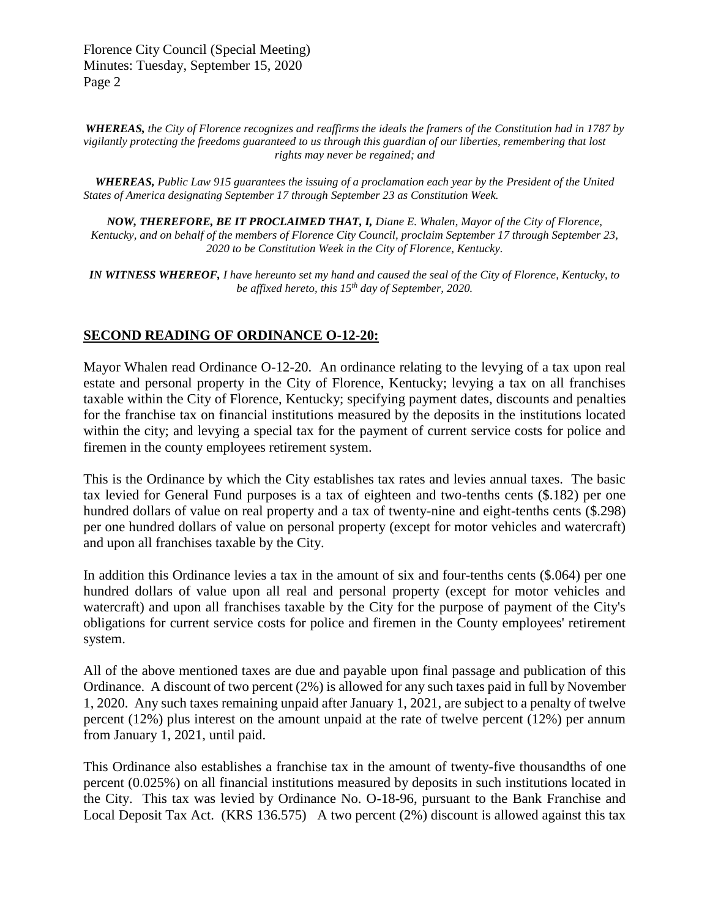*__WHEREAS,__ the City of Florence recognizes and reaffirms the ideals the framers of the Constitution had in 1787 by vigilantly protecting the freedoms guaranteed to us through this guardian of our liberties, remembering that lost rights may never be regained; and*

*__WHEREAS,__ Public Law 915 guarantees the issuing of a proclamation each year by the President of the United States of America designating September 17 through September 23 as Constitution Week.*

*__NOW, THEREFORE, BE IT PROCLAIMED THAT, I,__ Diane E. Whalen, Mayor of the City of Florence, Kentucky, and on behalf of the members of Florence City Council, proclaim September 17 through September 23, 2020 to be Constitution Week in the City of Florence, Kentucky.*

*__IN WITNESS WHEREOF,__ I have hereunto set my hand and caused the seal of the City of Florence, Kentucky, to be affixed hereto, this 15th day of September, 2020.*

## SECOND READING OF ORDINANCE O-12-20:

Mayor Whalen read Ordinance O-12-20. An ordinance relating to the levying of a tax upon real estate and personal property in the City of Florence, Kentucky; levying a tax on all franchises taxable within the City of Florence, Kentucky; specifying payment dates, discounts and penalties for the franchise tax on financial institutions measured by the deposits in the institutions located within the city; and levying a special tax for the payment of current service costs for police and firemen in the county employees retirement system.

This is the Ordinance by which the City establishes tax rates and levies annual taxes. The basic tax levied for General Fund purposes is a tax of eighteen and two-tenths cents ($.182) per one hundred dollars of value on real property and a tax of twenty-nine and eight-tenths cents ($.298) per one hundred dollars of value on personal property (except for motor vehicles and watercraft) and upon all franchises taxable by the City.

In addition this Ordinance levies a tax in the amount of six and four-tenths cents ($.064) per one hundred dollars of value upon all real and personal property (except for motor vehicles and watercraft) and upon all franchises taxable by the City for the purpose of payment of the City's obligations for current service costs for police and firemen in the County employees' retirement system.

All of the above mentioned taxes are due and payable upon final passage and publication of this Ordinance. A discount of two percent (2%) is allowed for any such taxes paid in full by November 1, 2020. Any such taxes remaining unpaid after January 1, 2021, are subject to a penalty of twelve percent (12%) plus interest on the amount unpaid at the rate of twelve percent (12%) per annum from January 1, 2021, until paid.

This Ordinance also establishes a franchise tax in the amount of twenty-five thousandths of one percent (0.025%) on all financial institutions measured by deposits in such institutions located in the City. This tax was levied by Ordinance No. O-18-96, pursuant to the Bank Franchise and Local Deposit Tax Act. (KRS 136.575) A two percent (2%) discount is allowed against this tax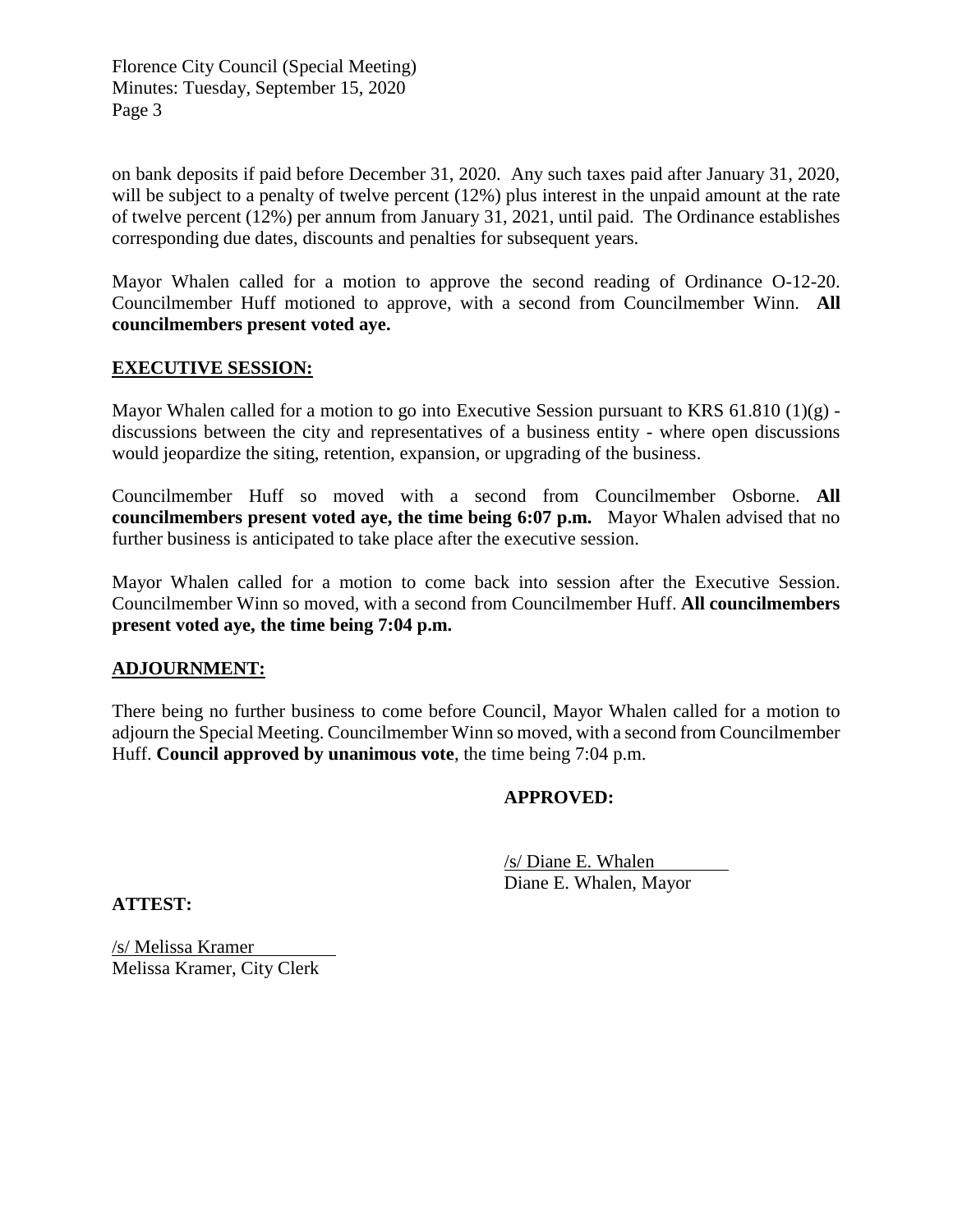on bank deposits if paid before December 31, 2020. Any such taxes paid after January 31, 2020, will be subject to a penalty of twelve percent (12%) plus interest in the unpaid amount at the rate of twelve percent (12%) per annum from January 31, 2021, until paid. The Ordinance establishes corresponding due dates, discounts and penalties for subsequent years.

Mayor Whalen called for a motion to approve the second reading of Ordinance O-12-20. Councilmember Huff motioned to approve, with a second from Councilmember Winn. **All councilmembers present voted aye.**

## EXECUTIVE SESSION:

Mayor Whalen called for a motion to go into Executive Session pursuant to KRS 61.810 (1)(g) - discussions between the city and representatives of a business entity - where open discussions would jeopardize the siting, retention, expansion, or upgrading of the business.

Councilmember Huff so moved with a second from Councilmember Osborne. **All councilmembers present voted aye, the time being 6:07 p.m.** Mayor Whalen advised that no further business is anticipated to take place after the executive session.

Mayor Whalen called for a motion to come back into session after the Executive Session. Councilmember Winn so moved, with a second from Councilmember Huff. **All councilmembers present voted aye, the time being 7:04 p.m.**

## ADJOURNMENT:

There being no further business to come before Council, Mayor Whalen called for a motion to adjourn the Special Meeting. Councilmember Winn so moved, with a second from Councilmember Huff. **Council approved by unanimous vote**, the time being 7:04 p.m.

**APPROVED:**

/s/ Diane E. Whalen
Diane E. Whalen, Mayor

**ATTEST:**

/s/ Melissa Kramer
Melissa Kramer, City Clerk